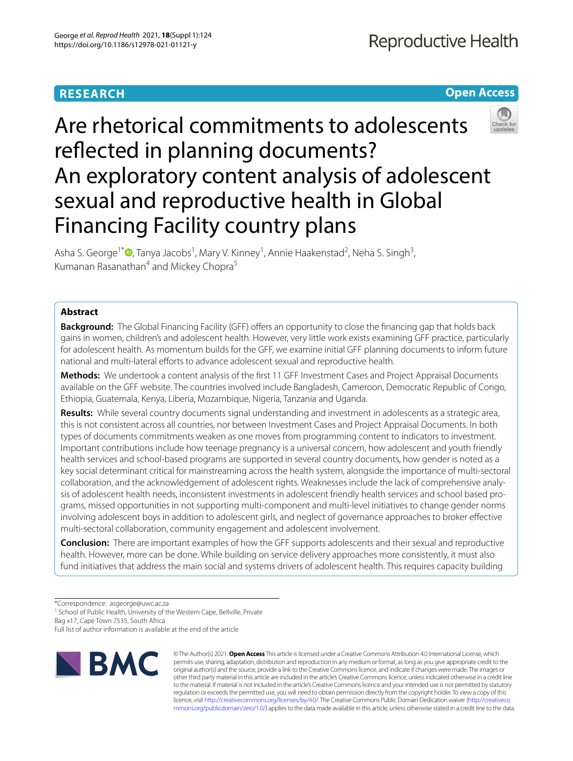RESEARCH

Open Access

# Are rhetorical commitments to adolescents reflected in planning documents? An exploratory content analysis of adolescent sexual and reproductive health in Global Financing Facility country plans

Asha S. George[1*], Tanya Jacobs[1], Mary V. Kinney[1], Annie Haakenstad[2], Neha S. Singh[3], Kumanan Rasanathan[4] and Mickey Chopra[5]

## Abstract

**Background:** The Global Financing Facility (GFF) offers an opportunity to close the financing gap that holds back gains in women, children's and adolescent health. However, very little work exists examining GFF practice, particularly for adolescent health. As momentum builds for the GFF, we examine initial GFF planning documents to inform future national and multi-lateral efforts to advance adolescent sexual and reproductive health.

**Methods:** We undertook a content analysis of the first 11 GFF Investment Cases and Project Appraisal Documents available on the GFF website. The countries involved include Bangladesh, Cameroon, Democratic Republic of Congo, Ethiopia, Guatemala, Kenya, Liberia, Mozambique, Nigeria, Tanzania and Uganda.

**Results:** While several country documents signal understanding and investment in adolescents as a strategic area, this is not consistent across all countries, nor between Investment Cases and Project Appraisal Documents. In both types of documents commitments weaken as one moves from programming content to indicators to investment. Important contributions include how teenage pregnancy is a universal concern, how adolescent and youth friendly health services and school-based programs are supported in several country documents, how gender is noted as a key social determinant critical for mainstreaming across the health system, alongside the importance of multi-sectoral collaboration, and the acknowledgement of adolescent rights. Weaknesses include the lack of comprehensive analysis of adolescent health needs, inconsistent investments in adolescent friendly health services and school based programs, missed opportunities in not supporting multi-component and multi-level initiatives to change gender norms involving adolescent boys in addition to adolescent girls, and neglect of governance approaches to broker effective multi-sectoral collaboration, community engagement and adolescent involvement.

**Conclusion:** There are important examples of how the GFF supports adolescents and their sexual and reproductive health. However, more can be done. While building on service delivery approaches more consistently, it must also fund initiatives that address the main social and systems drivers of adolescent health. This requires capacity building

*Correspondence: asgeorge@uwc.ac.za

[1] School of Public Health, University of the Western Cape, Bellville, Private Bag x17, Cape Town 7535, South Africa

Full list of author information is available at the end of the article

© The Author(s) 2021. **Open Access** This article is licensed under a Creative Commons Attribution 4.0 International License, which permits use, sharing, adaptation, distribution and reproduction in any medium or format, as long as you give appropriate credit to the original author(s) and the source, provide a link to the Creative Commons licence, and indicate if changes were made. The images or other third party material in this article are included in the article's Creative Commons licence, unless indicated otherwise in a credit line to the material. If material is not included in the article's Creative Commons licence and your intended use is not permitted by statutory regulation or exceeds the permitted use, you will need to obtain permission directly from the copyright holder. To view a copy of this licence, visit http://creativecommons.org/licenses/by/4.0/. The Creative Commons Public Domain Dedication waiver (http://creativecommons.org/publicdomain/zero/1.0/) applies to the data made available in this article, unless otherwise stated in a credit line to the data.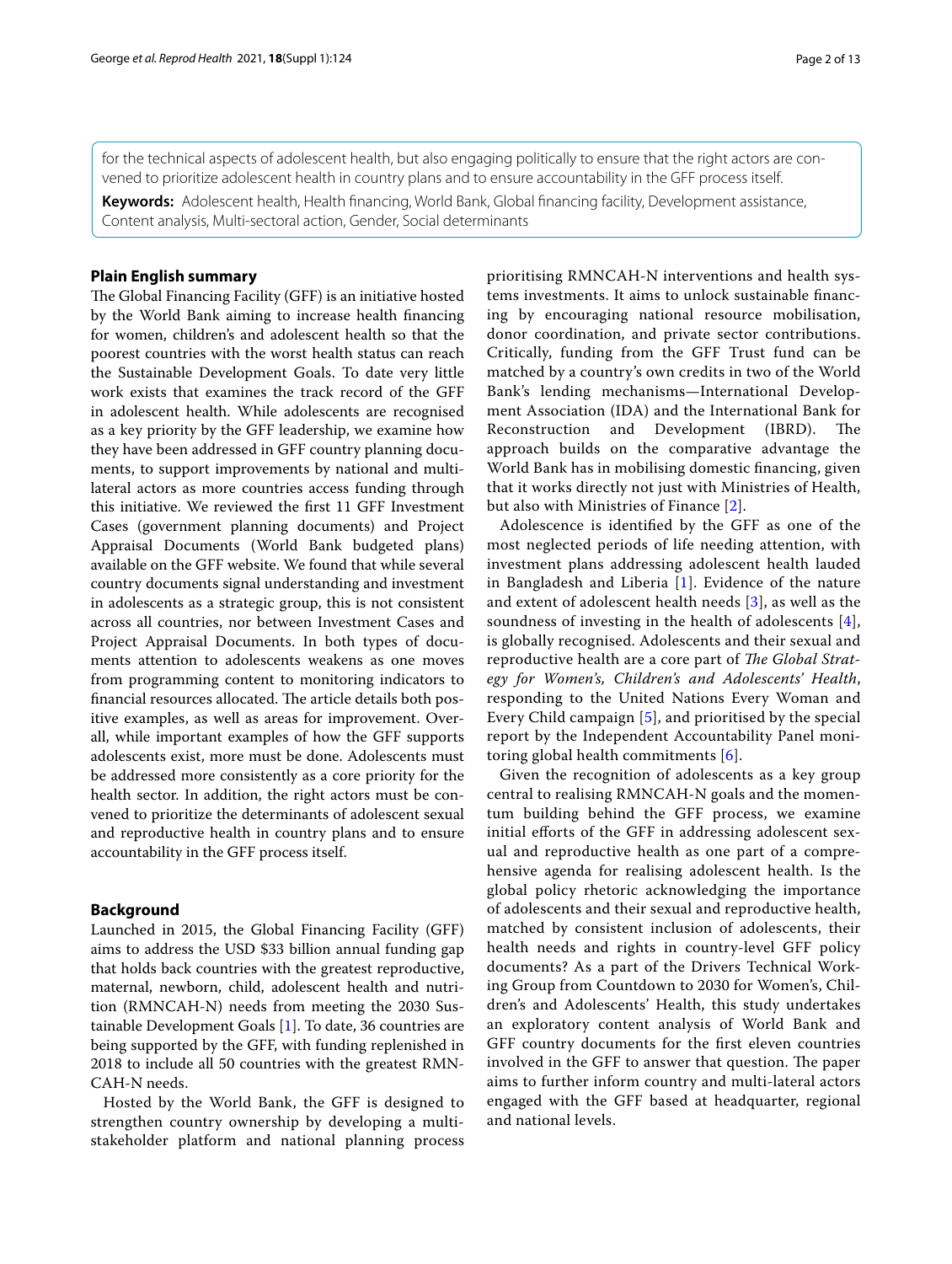for the technical aspects of adolescent health, but also engaging politically to ensure that the right actors are convened to prioritize adolescent health in country plans and to ensure accountability in the GFF process itself.

**Keywords:** Adolescent health, Health financing, World Bank, Global financing facility, Development assistance, Content analysis, Multi-sectoral action, Gender, Social determinants

## Plain English summary

The Global Financing Facility (GFF) is an initiative hosted by the World Bank aiming to increase health financing for women, children's and adolescent health so that the poorest countries with the worst health status can reach the Sustainable Development Goals. To date very little work exists that examines the track record of the GFF in adolescent health. While adolescents are recognised as a key priority by the GFF leadership, we examine how they have been addressed in GFF country planning documents, to support improvements by national and multilateral actors as more countries access funding through this initiative. We reviewed the first 11 GFF Investment Cases (government planning documents) and Project Appraisal Documents (World Bank budgeted plans) available on the GFF website. We found that while several country documents signal understanding and investment in adolescents as a strategic group, this is not consistent across all countries, nor between Investment Cases and Project Appraisal Documents. In both types of documents attention to adolescents weakens as one moves from programming content to monitoring indicators to financial resources allocated. The article details both positive examples, as well as areas for improvement. Overall, while important examples of how the GFF supports adolescents exist, more must be done. Adolescents must be addressed more consistently as a core priority for the health sector. In addition, the right actors must be convened to prioritize the determinants of adolescent sexual and reproductive health in country plans and to ensure accountability in the GFF process itself.

## Background

Launched in 2015, the Global Financing Facility (GFF) aims to address the USD $33 billion annual funding gap that holds back countries with the greatest reproductive, maternal, newborn, child, adolescent health and nutrition (RMNCAH-N) needs from meeting the 2030 Sustainable Development Goals [1]. To date, 36 countries are being supported by the GFF, with funding replenished in 2018 to include all 50 countries with the greatest RMNCAH-N needs.

Hosted by the World Bank, the GFF is designed to strengthen country ownership by developing a multistakeholder platform and national planning process prioritising RMNCAH-N interventions and health systems investments. It aims to unlock sustainable financing by encouraging national resource mobilisation, donor coordination, and private sector contributions. Critically, funding from the GFF Trust fund can be matched by a country's own credits in two of the World Bank's lending mechanisms—International Development Association (IDA) and the International Bank for Reconstruction and Development (IBRD). The approach builds on the comparative advantage the World Bank has in mobilising domestic financing, given that it works directly not just with Ministries of Health, but also with Ministries of Finance [2].

Adolescence is identified by the GFF as one of the most neglected periods of life needing attention, with investment plans addressing adolescent health lauded in Bangladesh and Liberia [1]. Evidence of the nature and extent of adolescent health needs [3], as well as the soundness of investing in the health of adolescents [4], is globally recognised. Adolescents and their sexual and reproductive health are a core part of *The Global Strategy for Women's, Children's and Adolescents' Health*, responding to the United Nations Every Woman and Every Child campaign [5], and prioritised by the special report by the Independent Accountability Panel monitoring global health commitments [6].

Given the recognition of adolescents as a key group central to realising RMNCAH-N goals and the momentum building behind the GFF process, we examine initial efforts of the GFF in addressing adolescent sexual and reproductive health as one part of a comprehensive agenda for realising adolescent health. Is the global policy rhetoric acknowledging the importance of adolescents and their sexual and reproductive health, matched by consistent inclusion of adolescents, their health needs and rights in country-level GFF policy documents? As a part of the Drivers Technical Working Group from Countdown to 2030 for Women's, Children's and Adolescents' Health, this study undertakes an exploratory content analysis of World Bank and GFF country documents for the first eleven countries involved in the GFF to answer that question. The paper aims to further inform country and multi-lateral actors engaged with the GFF based at headquarter, regional and national levels.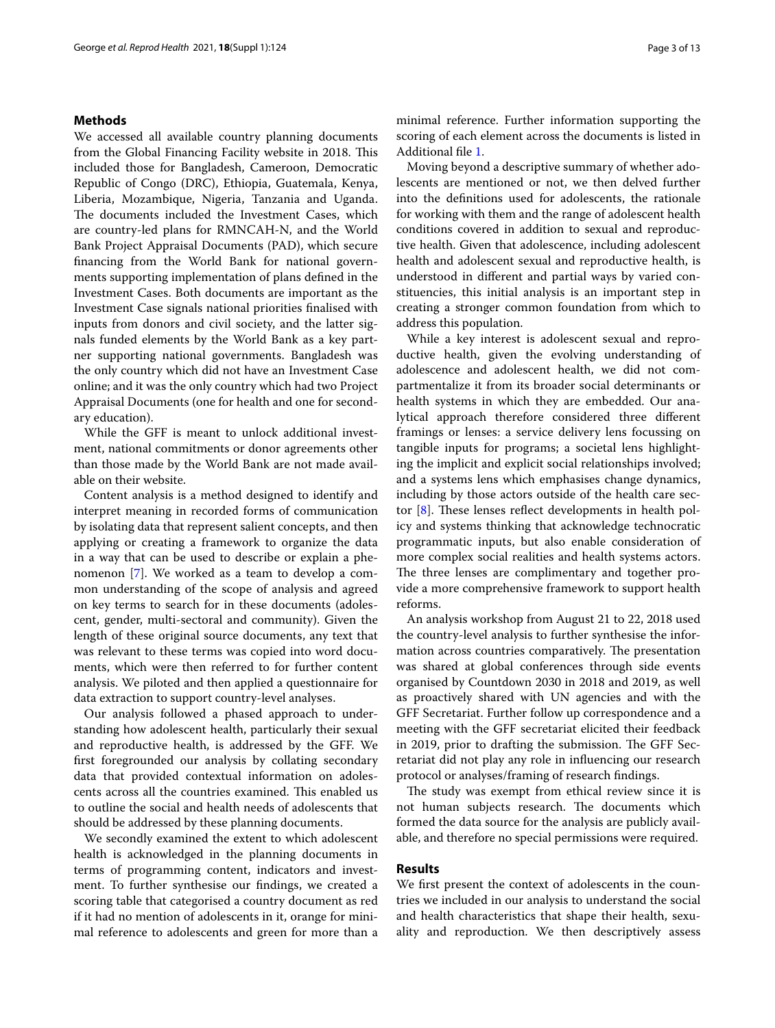## Methods

We accessed all available country planning documents from the Global Financing Facility website in 2018. This included those for Bangladesh, Cameroon, Democratic Republic of Congo (DRC), Ethiopia, Guatemala, Kenya, Liberia, Mozambique, Nigeria, Tanzania and Uganda. The documents included the Investment Cases, which are country-led plans for RMNCAH-N, and the World Bank Project Appraisal Documents (PAD), which secure financing from the World Bank for national governments supporting implementation of plans defined in the Investment Cases. Both documents are important as the Investment Case signals national priorities finalised with inputs from donors and civil society, and the latter signals funded elements by the World Bank as a key partner supporting national governments. Bangladesh was the only country which did not have an Investment Case online; and it was the only country which had two Project Appraisal Documents (one for health and one for secondary education).

While the GFF is meant to unlock additional investment, national commitments or donor agreements other than those made by the World Bank are not made available on their website.

Content analysis is a method designed to identify and interpret meaning in recorded forms of communication by isolating data that represent salient concepts, and then applying or creating a framework to organize the data in a way that can be used to describe or explain a phenomenon [7]. We worked as a team to develop a common understanding of the scope of analysis and agreed on key terms to search for in these documents (adolescent, gender, multi-sectoral and community). Given the length of these original source documents, any text that was relevant to these terms was copied into word documents, which were then referred to for further content analysis. We piloted and then applied a questionnaire for data extraction to support country-level analyses.

Our analysis followed a phased approach to understanding how adolescent health, particularly their sexual and reproductive health, is addressed by the GFF. We first foregrounded our analysis by collating secondary data that provided contextual information on adolescents across all the countries examined. This enabled us to outline the social and health needs of adolescents that should be addressed by these planning documents.

We secondly examined the extent to which adolescent health is acknowledged in the planning documents in terms of programming content, indicators and investment. To further synthesise our findings, we created a scoring table that categorised a country document as red if it had no mention of adolescents in it, orange for minimal reference to adolescents and green for more than a minimal reference. Further information supporting the scoring of each element across the documents is listed in Additional file 1.

Moving beyond a descriptive summary of whether adolescents are mentioned or not, we then delved further into the definitions used for adolescents, the rationale for working with them and the range of adolescent health conditions covered in addition to sexual and reproductive health. Given that adolescence, including adolescent health and adolescent sexual and reproductive health, is understood in different and partial ways by varied constituencies, this initial analysis is an important step in creating a stronger common foundation from which to address this population.

While a key interest is adolescent sexual and reproductive health, given the evolving understanding of adolescence and adolescent health, we did not compartmentalize it from its broader social determinants or health systems in which they are embedded. Our analytical approach therefore considered three different framings or lenses: a service delivery lens focussing on tangible inputs for programs; a societal lens highlighting the implicit and explicit social relationships involved; and a systems lens which emphasises change dynamics, including by those actors outside of the health care sector [8]. These lenses reflect developments in health policy and systems thinking that acknowledge technocratic programmatic inputs, but also enable consideration of more complex social realities and health systems actors. The three lenses are complimentary and together provide a more comprehensive framework to support health reforms.

An analysis workshop from August 21 to 22, 2018 used the country-level analysis to further synthesise the information across countries comparatively. The presentation was shared at global conferences through side events organised by Countdown 2030 in 2018 and 2019, as well as proactively shared with UN agencies and with the GFF Secretariat. Further follow up correspondence and a meeting with the GFF secretariat elicited their feedback in 2019, prior to drafting the submission. The GFF Secretariat did not play any role in influencing our research protocol or analyses/framing of research findings.

The study was exempt from ethical review since it is not human subjects research. The documents which formed the data source for the analysis are publicly available, and therefore no special permissions were required.

## Results

We first present the context of adolescents in the countries we included in our analysis to understand the social and health characteristics that shape their health, sexuality and reproduction. We then descriptively assess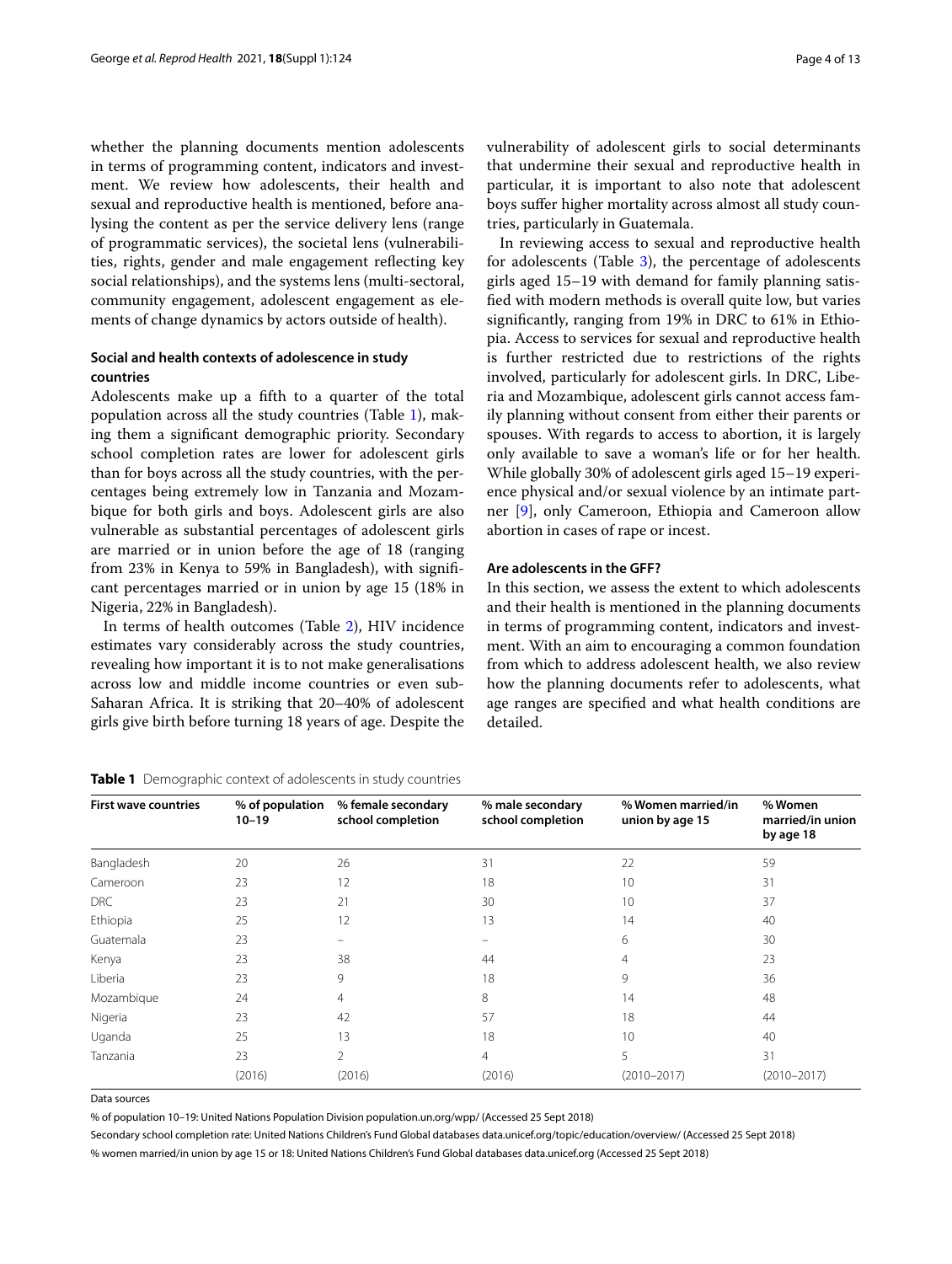whether the planning documents mention adolescents in terms of programming content, indicators and investment. We review how adolescents, their health and sexual and reproductive health is mentioned, before analysing the content as per the service delivery lens (range of programmatic services), the societal lens (vulnerabilities, rights, gender and male engagement reflecting key social relationships), and the systems lens (multi-sectoral, community engagement, adolescent engagement as elements of change dynamics by actors outside of health).

### Social and health contexts of adolescence in study countries

Adolescents make up a fifth to a quarter of the total population across all the study countries (Table 1), making them a significant demographic priority. Secondary school completion rates are lower for adolescent girls than for boys across all the study countries, with the percentages being extremely low in Tanzania and Mozambique for both girls and boys. Adolescent girls are also vulnerable as substantial percentages of adolescent girls are married or in union before the age of 18 (ranging from 23% in Kenya to 59% in Bangladesh), with significant percentages married or in union by age 15 (18% in Nigeria, 22% in Bangladesh).

In terms of health outcomes (Table 2), HIV incidence estimates vary considerably across the study countries, revealing how important it is to not make generalisations across low and middle income countries or even sub-Saharan Africa. It is striking that 20–40% of adolescent girls give birth before turning 18 years of age. Despite the vulnerability of adolescent girls to social determinants that undermine their sexual and reproductive health in particular, it is important to also note that adolescent boys suffer higher mortality across almost all study countries, particularly in Guatemala.

In reviewing access to sexual and reproductive health for adolescents (Table 3), the percentage of adolescents girls aged 15–19 with demand for family planning satisfied with modern methods is overall quite low, but varies significantly, ranging from 19% in DRC to 61% in Ethiopia. Access to services for sexual and reproductive health is further restricted due to restrictions of the rights involved, particularly for adolescent girls. In DRC, Liberia and Mozambique, adolescent girls cannot access family planning without consent from either their parents or spouses. With regards to access to abortion, it is largely only available to save a woman's life or for her health. While globally 30% of adolescent girls aged 15–19 experience physical and/or sexual violence by an intimate partner [9], only Cameroon, Ethiopia and Cameroon allow abortion in cases of rape or incest.

### Are adolescents in the GFF?

In this section, we assess the extent to which adolescents and their health is mentioned in the planning documents in terms of programming content, indicators and investment. With an aim to encouraging a common foundation from which to address adolescent health, we also review how the planning documents refer to adolescents, what age ranges are specified and what health conditions are detailed.

**Table 1** Demographic context of adolescents in study countries

| First wave countries | % of population 10–19 | % female secondary school completion | % male secondary school completion | % Women married/in union by age 15 | % Women married/in union by age 18 |
|---|---|---|---|---|---|
| Bangladesh | 20 | 26 | 31 | 22 | 59 |
| Cameroon | 23 | 12 | 18 | 10 | 31 |
| DRC | 23 | 21 | 30 | 10 | 37 |
| Ethiopia | 25 | 12 | 13 | 14 | 40 |
| Guatemala | 23 | – | – | 6 | 30 |
| Kenya | 23 | 38 | 44 | 4 | 23 |
| Liberia | 23 | 9 | 18 | 9 | 36 |
| Mozambique | 24 | 4 | 8 | 14 | 48 |
| Nigeria | 23 | 42 | 57 | 18 | 44 |
| Uganda | 25 | 13 | 18 | 10 | 40 |
| Tanzania | 23 | 2 | 4 | 5 | 31 |
| | (2016) | (2016) | (2016) | (2010–2017) | (2010–2017) |

Data sources

% of population 10–19: United Nations Population Division population.un.org/wpp/ (Accessed 25 Sept 2018)

Secondary school completion rate: United Nations Children's Fund Global databases data.unicef.org/topic/education/overview/ (Accessed 25 Sept 2018)

% women married/in union by age 15 or 18: United Nations Children's Fund Global databases data.unicef.org (Accessed 25 Sept 2018)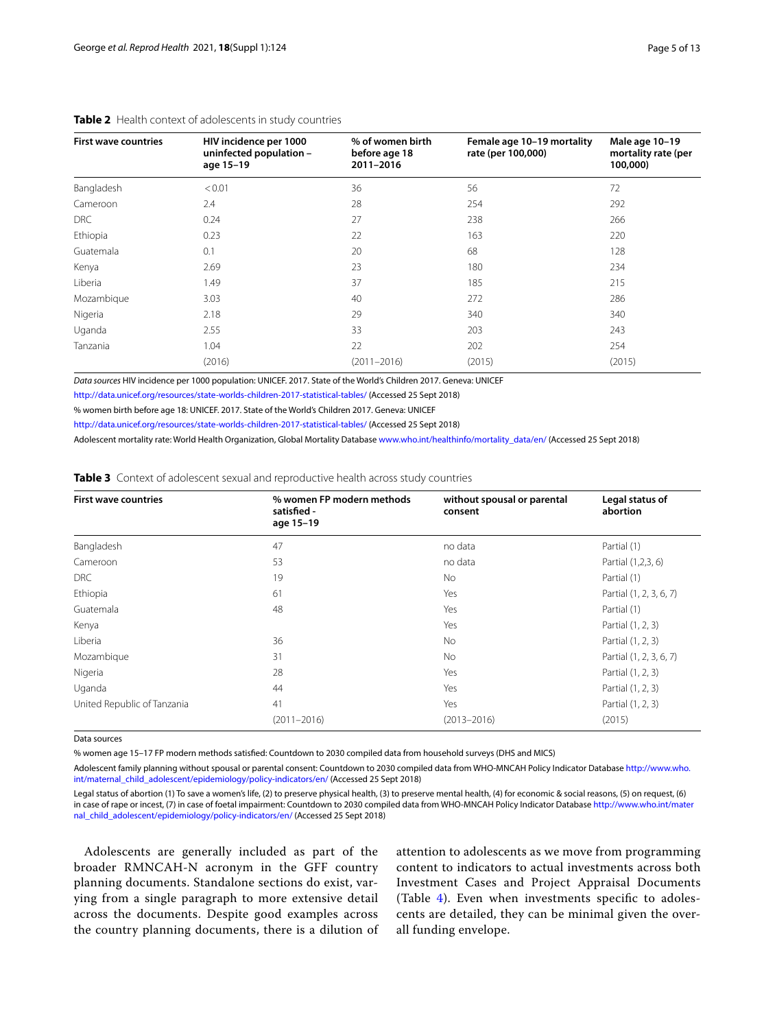**Table 2** Health context of adolescents in study countries

| First wave countries | HIV incidence per 1000 uninfected population – age 15–19 | % of women birth before age 18 2011–2016 | Female age 10–19 mortality rate (per 100,000) | Male age 10–19 mortality rate (per 100,000) |
|---|---|---|---|---|
| Bangladesh | < 0.01 | 36 | 56 | 72 |
| Cameroon | 2.4 | 28 | 254 | 292 |
| DRC | 0.24 | 27 | 238 | 266 |
| Ethiopia | 0.23 | 22 | 163 | 220 |
| Guatemala | 0.1 | 20 | 68 | 128 |
| Kenya | 2.69 | 23 | 180 | 234 |
| Liberia | 1.49 | 37 | 185 | 215 |
| Mozambique | 3.03 | 40 | 272 | 286 |
| Nigeria | 2.18 | 29 | 340 | 340 |
| Uganda | 2.55 | 33 | 203 | 243 |
| Tanzania | 1.04 | 22 | 202 | 254 |
| | (2016) | (2011–2016) | (2015) | (2015) |

*Data sources* HIV incidence per 1000 population: UNICEF. 2017. State of the World's Children 2017. Geneva: UNICEF http://data.unicef.org/resources/state-worlds-children-2017-statistical-tables/ (Accessed 25 Sept 2018)

% women birth before age 18: UNICEF. 2017. State of the World's Children 2017. Geneva: UNICEF http://data.unicef.org/resources/state-worlds-children-2017-statistical-tables/ (Accessed 25 Sept 2018)

Adolescent mortality rate: World Health Organization, Global Mortality Database www.who.int/healthinfo/mortality_data/en/ (Accessed 25 Sept 2018)

**Table 3** Context of adolescent sexual and reproductive health across study countries

| First wave countries | % women FP modern methods satisfied - age 15–19 | without spousal or parental consent | Legal status of abortion |
|---|---|---|---|
| Bangladesh | 47 | no data | Partial (1) |
| Cameroon | 53 | no data | Partial (1,2,3, 6) |
| DRC | 19 | No | Partial (1) |
| Ethiopia | 61 | Yes | Partial (1, 2, 3, 6, 7) |
| Guatemala | 48 | Yes | Partial (1) |
| Kenya | | Yes | Partial (1, 2, 3) |
| Liberia | 36 | No | Partial (1, 2, 3) |
| Mozambique | 31 | No | Partial (1, 2, 3, 6, 7) |
| Nigeria | 28 | Yes | Partial (1, 2, 3) |
| Uganda | 44 | Yes | Partial (1, 2, 3) |
| United Republic of Tanzania | 41 | Yes | Partial (1, 2, 3) |
| | (2011–2016) | (2013–2016) | (2015) |

Data sources

% women age 15–17 FP modern methods satisfied: Countdown to 2030 compiled data from household surveys (DHS and MICS)

Adolescent family planning without spousal or parental consent: Countdown to 2030 compiled data from WHO-MNCAH Policy Indicator Database http://www.who.int/maternal_child_adolescent/epidemiology/policy-indicators/en/ (Accessed 25 Sept 2018)

Legal status of abortion (1) To save a women's life, (2) to preserve physical health, (3) to preserve mental health, (4) for economic & social reasons, (5) on request, (6) in case of rape or incest, (7) in case of foetal impairment: Countdown to 2030 compiled data from WHO-MNCAH Policy Indicator Database http://www.who.int/maternal_child_adolescent/epidemiology/policy-indicators/en/ (Accessed 25 Sept 2018)

Adolescents are generally included as part of the broader RMNCAH-N acronym in the GFF country planning documents. Standalone sections do exist, varying from a single paragraph to more extensive detail across the documents. Despite good examples across the country planning documents, there is a dilution of attention to adolescents as we move from programming content to indicators to actual investments across both Investment Cases and Project Appraisal Documents (Table 4). Even when investments specific to adolescents are detailed, they can be minimal given the overall funding envelope.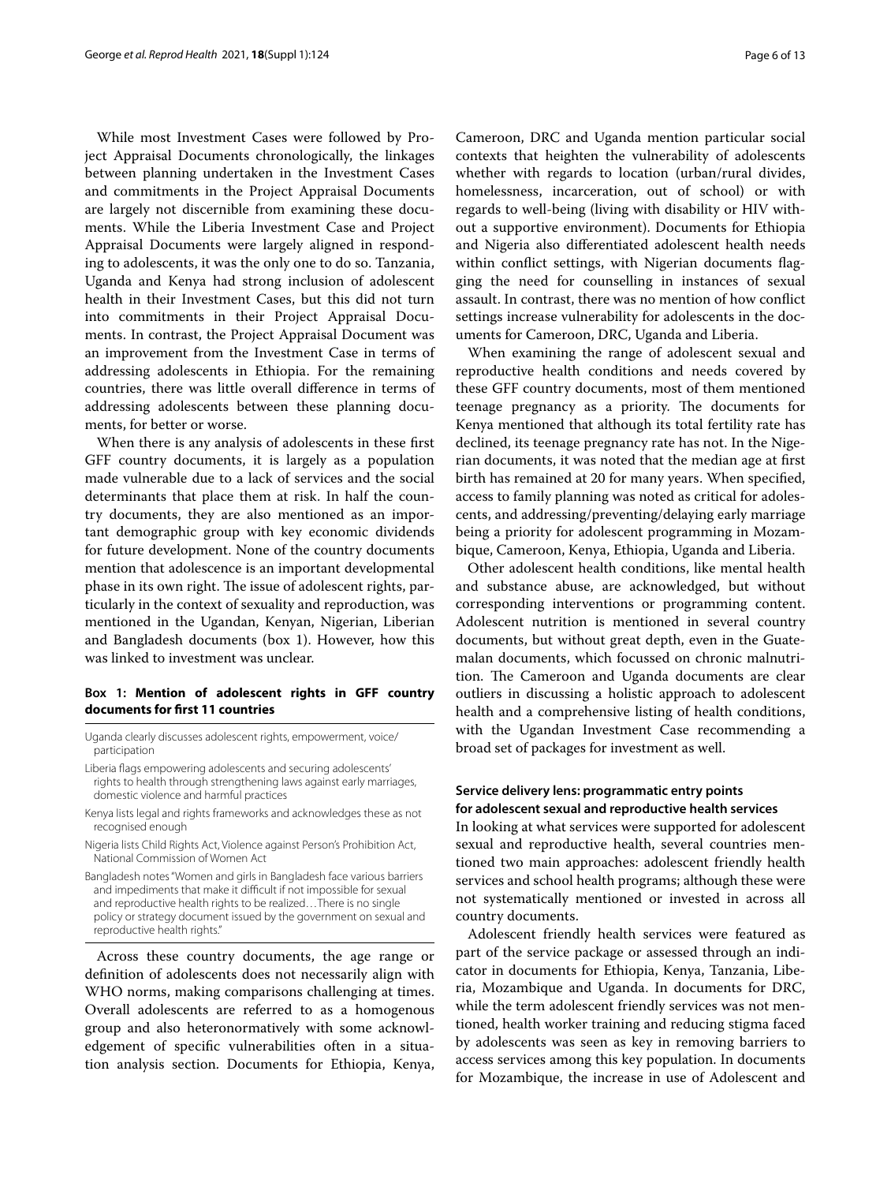While most Investment Cases were followed by Project Appraisal Documents chronologically, the linkages between planning undertaken in the Investment Cases and commitments in the Project Appraisal Documents are largely not discernible from examining these documents. While the Liberia Investment Case and Project Appraisal Documents were largely aligned in responding to adolescents, it was the only one to do so. Tanzania, Uganda and Kenya had strong inclusion of adolescent health in their Investment Cases, but this did not turn into commitments in their Project Appraisal Documents. In contrast, the Project Appraisal Document was an improvement from the Investment Case in terms of addressing adolescents in Ethiopia. For the remaining countries, there was little overall difference in terms of addressing adolescents between these planning documents, for better or worse.

When there is any analysis of adolescents in these first GFF country documents, it is largely as a population made vulnerable due to a lack of services and the social determinants that place them at risk. In half the country documents, they are also mentioned as an important demographic group with key economic dividends for future development. None of the country documents mention that adolescence is an important developmental phase in its own right. The issue of adolescent rights, particularly in the context of sexuality and reproduction, was mentioned in the Ugandan, Kenyan, Nigerian, Liberian and Bangladesh documents (box 1). However, how this was linked to investment was unclear.

**Box 1: Mention of adolescent rights in GFF country documents for first 11 countries**

- Uganda clearly discusses adolescent rights, empowerment, voice/participation
- Liberia flags empowering adolescents and securing adolescents' rights to health through strengthening laws against early marriages, domestic violence and harmful practices
- Kenya lists legal and rights frameworks and acknowledges these as not recognised enough
- Nigeria lists Child Rights Act, Violence against Person's Prohibition Act, National Commission of Women Act
- Bangladesh notes "Women and girls in Bangladesh face various barriers and impediments that make it difficult if not impossible for sexual and reproductive health rights to be realized…There is no single policy or strategy document issued by the government on sexual and reproductive health rights."

Across these country documents, the age range or definition of adolescents does not necessarily align with WHO norms, making comparisons challenging at times. Overall adolescents are referred to as a homogenous group and also heteronormatively with some acknowledgement of specific vulnerabilities often in a situation analysis section. Documents for Ethiopia, Kenya, Cameroon, DRC and Uganda mention particular social contexts that heighten the vulnerability of adolescents whether with regards to location (urban/rural divides, homelessness, incarceration, out of school) or with regards to well-being (living with disability or HIV without a supportive environment). Documents for Ethiopia and Nigeria also differentiated adolescent health needs within conflict settings, with Nigerian documents flagging the need for counselling in instances of sexual assault. In contrast, there was no mention of how conflict settings increase vulnerability for adolescents in the documents for Cameroon, DRC, Uganda and Liberia.

When examining the range of adolescent sexual and reproductive health conditions and needs covered by these GFF country documents, most of them mentioned teenage pregnancy as a priority. The documents for Kenya mentioned that although its total fertility rate has declined, its teenage pregnancy rate has not. In the Nigerian documents, it was noted that the median age at first birth has remained at 20 for many years. When specified, access to family planning was noted as critical for adolescents, and addressing/preventing/delaying early marriage being a priority for adolescent programming in Mozambique, Cameroon, Kenya, Ethiopia, Uganda and Liberia.

Other adolescent health conditions, like mental health and substance abuse, are acknowledged, but without corresponding interventions or programming content. Adolescent nutrition is mentioned in several country documents, but without great depth, even in the Guatemalan documents, which focussed on chronic malnutrition. The Cameroon and Uganda documents are clear outliers in discussing a holistic approach to adolescent health and a comprehensive listing of health conditions, with the Ugandan Investment Case recommending a broad set of packages for investment as well.

### Service delivery lens: programmatic entry points for adolescent sexual and reproductive health services

In looking at what services were supported for adolescent sexual and reproductive health, several countries mentioned two main approaches: adolescent friendly health services and school health programs; although these were not systematically mentioned or invested in across all country documents.

Adolescent friendly health services were featured as part of the service package or assessed through an indicator in documents for Ethiopia, Kenya, Tanzania, Liberia, Mozambique and Uganda. In documents for DRC, while the term adolescent friendly services was not mentioned, health worker training and reducing stigma faced by adolescents was seen as key in removing barriers to access services among this key population. In documents for Mozambique, the increase in use of Adolescent and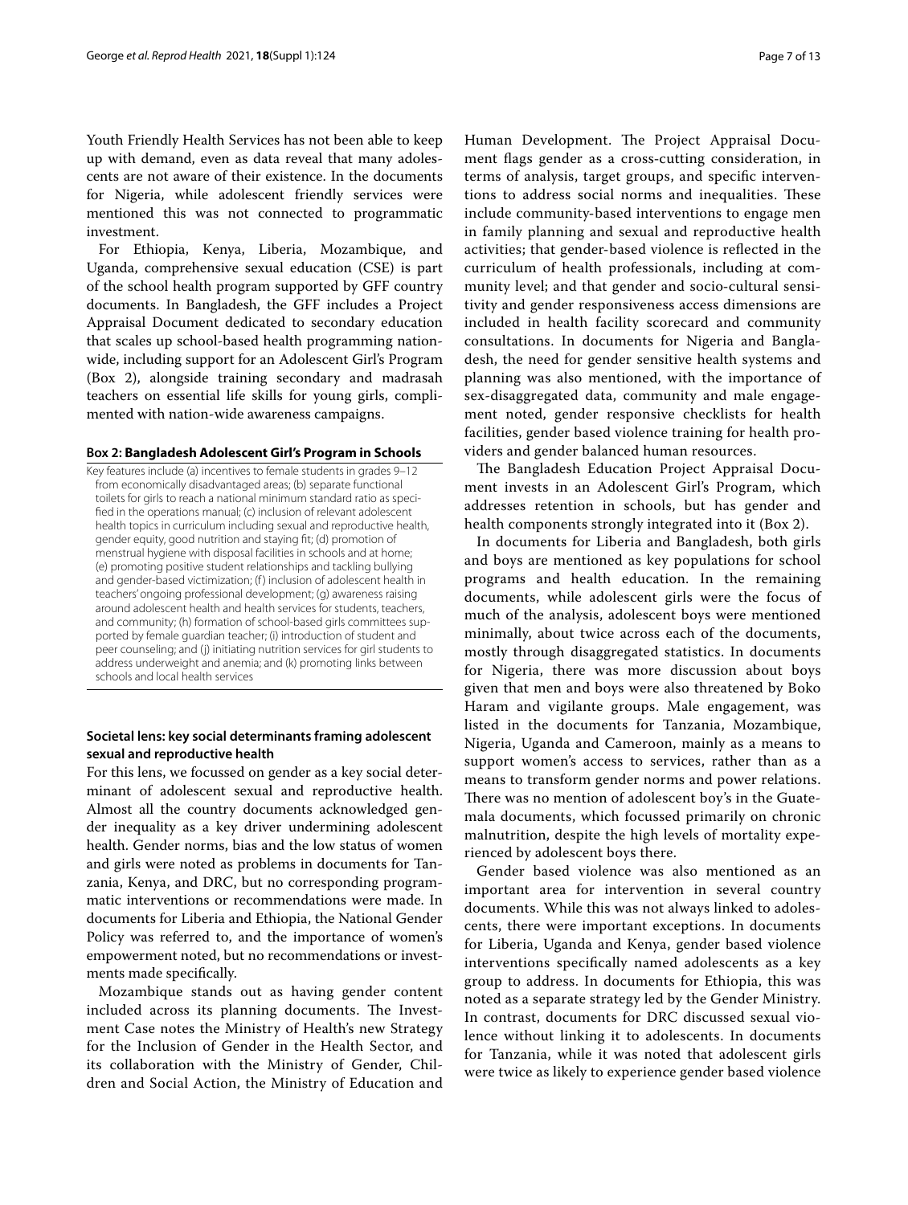Youth Friendly Health Services has not been able to keep up with demand, even as data reveal that many adolescents are not aware of their existence. In the documents for Nigeria, while adolescent friendly services were mentioned this was not connected to programmatic investment.

For Ethiopia, Kenya, Liberia, Mozambique, and Uganda, comprehensive sexual education (CSE) is part of the school health program supported by GFF country documents. In Bangladesh, the GFF includes a Project Appraisal Document dedicated to secondary education that scales up school-based health programming nationwide, including support for an Adolescent Girl's Program (Box 2), alongside training secondary and madrasah teachers on essential life skills for young girls, complimented with nation-wide awareness campaigns.

**Box 2: Bangladesh Adolescent Girl's Program in Schools**

Key features include (a) incentives to female students in grades 9–12 from economically disadvantaged areas; (b) separate functional toilets for girls to reach a national minimum standard ratio as specified in the operations manual; (c) inclusion of relevant adolescent health topics in curriculum including sexual and reproductive health, gender equity, good nutrition and staying fit; (d) promotion of menstrual hygiene with disposal facilities in schools and at home; (e) promoting positive student relationships and tackling bullying and gender-based victimization; (f) inclusion of adolescent health in teachers' ongoing professional development; (g) awareness raising around adolescent health and health services for students, teachers, and community; (h) formation of school-based girls committees supported by female guardian teacher; (i) introduction of student and peer counseling; and (j) initiating nutrition services for girl students to address underweight and anemia; and (k) promoting links between schools and local health services

## Societal lens: key social determinants framing adolescent sexual and reproductive health

For this lens, we focussed on gender as a key social determinant of adolescent sexual and reproductive health. Almost all the country documents acknowledged gender inequality as a key driver undermining adolescent health. Gender norms, bias and the low status of women and girls were noted as problems in documents for Tanzania, Kenya, and DRC, but no corresponding programmatic interventions or recommendations were made. In documents for Liberia and Ethiopia, the National Gender Policy was referred to, and the importance of women's empowerment noted, but no recommendations or investments made specifically.

Mozambique stands out as having gender content included across its planning documents. The Investment Case notes the Ministry of Health's new Strategy for the Inclusion of Gender in the Health Sector, and its collaboration with the Ministry of Gender, Children and Social Action, the Ministry of Education and Human Development. The Project Appraisal Document flags gender as a cross-cutting consideration, in terms of analysis, target groups, and specific interventions to address social norms and inequalities. These include community-based interventions to engage men in family planning and sexual and reproductive health activities; that gender-based violence is reflected in the curriculum of health professionals, including at community level; and that gender and socio-cultural sensitivity and gender responsiveness access dimensions are included in health facility scorecard and community consultations. In documents for Nigeria and Bangladesh, the need for gender sensitive health systems and planning was also mentioned, with the importance of sex-disaggregated data, community and male engagement noted, gender responsive checklists for health facilities, gender based violence training for health providers and gender balanced human resources.

The Bangladesh Education Project Appraisal Document invests in an Adolescent Girl's Program, which addresses retention in schools, but has gender and health components strongly integrated into it (Box 2).

In documents for Liberia and Bangladesh, both girls and boys are mentioned as key populations for school programs and health education. In the remaining documents, while adolescent girls were the focus of much of the analysis, adolescent boys were mentioned minimally, about twice across each of the documents, mostly through disaggregated statistics. In documents for Nigeria, there was more discussion about boys given that men and boys were also threatened by Boko Haram and vigilante groups. Male engagement, was listed in the documents for Tanzania, Mozambique, Nigeria, Uganda and Cameroon, mainly as a means to support women's access to services, rather than as a means to transform gender norms and power relations. There was no mention of adolescent boy's in the Guatemala documents, which focussed primarily on chronic malnutrition, despite the high levels of mortality experienced by adolescent boys there.

Gender based violence was also mentioned as an important area for intervention in several country documents. While this was not always linked to adolescents, there were important exceptions. In documents for Liberia, Uganda and Kenya, gender based violence interventions specifically named adolescents as a key group to address. In documents for Ethiopia, this was noted as a separate strategy led by the Gender Ministry. In contrast, documents for DRC discussed sexual violence without linking it to adolescents. In documents for Tanzania, while it was noted that adolescent girls were twice as likely to experience gender based violence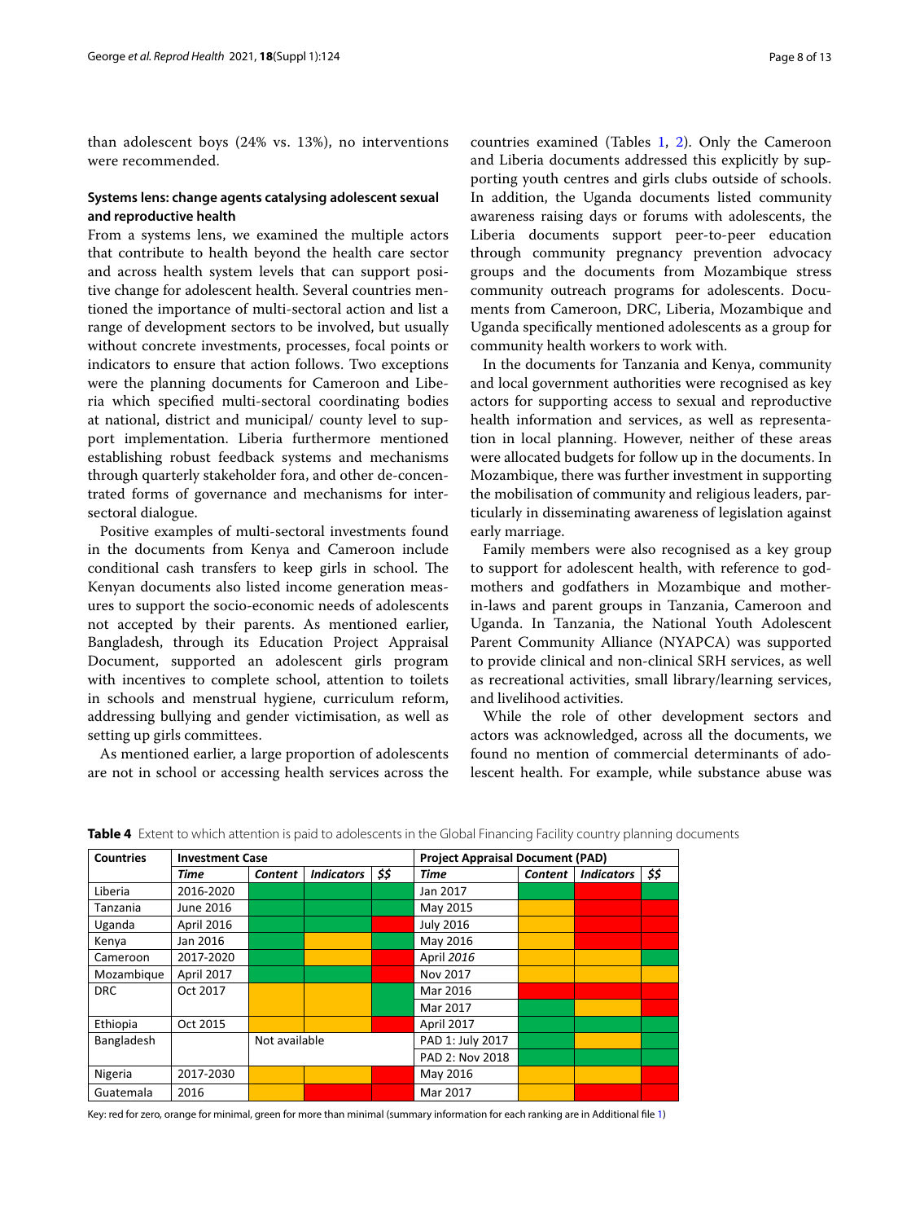than adolescent boys (24% vs. 13%), no interventions were recommended.

### Systems lens: change agents catalysing adolescent sexual and reproductive health

From a systems lens, we examined the multiple actors that contribute to health beyond the health care sector and across health system levels that can support positive change for adolescent health. Several countries mentioned the importance of multi-sectoral action and list a range of development sectors to be involved, but usually without concrete investments, processes, focal points or indicators to ensure that action follows. Two exceptions were the planning documents for Cameroon and Liberia which specified multi-sectoral coordinating bodies at national, district and municipal/ county level to support implementation. Liberia furthermore mentioned establishing robust feedback systems and mechanisms through quarterly stakeholder fora, and other de-concentrated forms of governance and mechanisms for inter-sectoral dialogue.

Positive examples of multi-sectoral investments found in the documents from Kenya and Cameroon include conditional cash transfers to keep girls in school. The Kenyan documents also listed income generation measures to support the socio-economic needs of adolescents not accepted by their parents. As mentioned earlier, Bangladesh, through its Education Project Appraisal Document, supported an adolescent girls program with incentives to complete school, attention to toilets in schools and menstrual hygiene, curriculum reform, addressing bullying and gender victimisation, as well as setting up girls committees.

As mentioned earlier, a large proportion of adolescents are not in school or accessing health services across the countries examined (Tables 1, 2). Only the Cameroon and Liberia documents addressed this explicitly by supporting youth centres and girls clubs outside of schools. In addition, the Uganda documents listed community awareness raising days or forums with adolescents, the Liberia documents support peer-to-peer education through community pregnancy prevention advocacy groups and the documents from Mozambique stress community outreach programs for adolescents. Documents from Cameroon, DRC, Liberia, Mozambique and Uganda specifically mentioned adolescents as a group for community health workers to work with.

In the documents for Tanzania and Kenya, community and local government authorities were recognised as key actors for supporting access to sexual and reproductive health information and services, as well as representation in local planning. However, neither of these areas were allocated budgets for follow up in the documents. In Mozambique, there was further investment in supporting the mobilisation of community and religious leaders, particularly in disseminating awareness of legislation against early marriage.

Family members were also recognised as a key group to support for adolescent health, with reference to godmothers and godfathers in Mozambique and mother-in-laws and parent groups in Tanzania, Cameroon and Uganda. In Tanzania, the National Youth Adolescent Parent Community Alliance (NYAPCA) was supported to provide clinical and non-clinical SRH services, as well as recreational activities, small library/learning services, and livelihood activities.

While the role of other development sectors and actors was acknowledged, across all the documents, we found no mention of commercial determinants of adolescent health. For example, while substance abuse was

**Table 4** Extent to which attention is paid to adolescents in the Global Financing Facility country planning documents

| Countries | Investment Case | | | | Project Appraisal Document (PAD) | | | |
|---|---|---|---|---|---|---|---|---|
| | *Time* | *Content* | *Indicators* | *$$* | *Time* | *Content* | *Indicators* | *$$* |
| Liberia | 2016-2020 | Green | Green | Green | Jan 2017 | Green | Red | Green |
| Tanzania | June 2016 | Green | Green | Green | May 2015 | Orange | Red | Red |
| Uganda | April 2016 | Green | Green | Red | July 2016 | Orange | Red | Red |
| Kenya | Jan 2016 | Green | Orange | Green | May 2016 | Orange | Red | Red |
| Cameroon | 2017-2020 | Green | Orange | Red | April *2016* | Orange | Orange | Green |
| Mozambique | April 2017 | Green | Green | Red | Nov 2017 | Orange | Orange | Orange |
| DRC | Oct 2017 | Orange | Orange | Green | Mar 2016 | Red | Red | Red |
| | | | | | Mar 2017 | Green | Orange | Red |
| Ethiopia | Oct 2015 | Orange | Orange | Red | April 2017 | Green | Green | Green |
| Bangladesh | | Not available | | | PAD 1: July 2017 | Green | Orange | Green |
| | | | | | PAD 2: Nov 2018 | Green | Green | Green |
| Nigeria | 2017-2030 | Orange | Orange | Red | May 2016 | Orange | Orange | Red |
| Guatemala | 2016 | Orange | Red | Red | Mar 2017 | Orange | Red | Red |

Key: red for zero, orange for minimal, green for more than minimal (summary information for each ranking are in Additional file 1)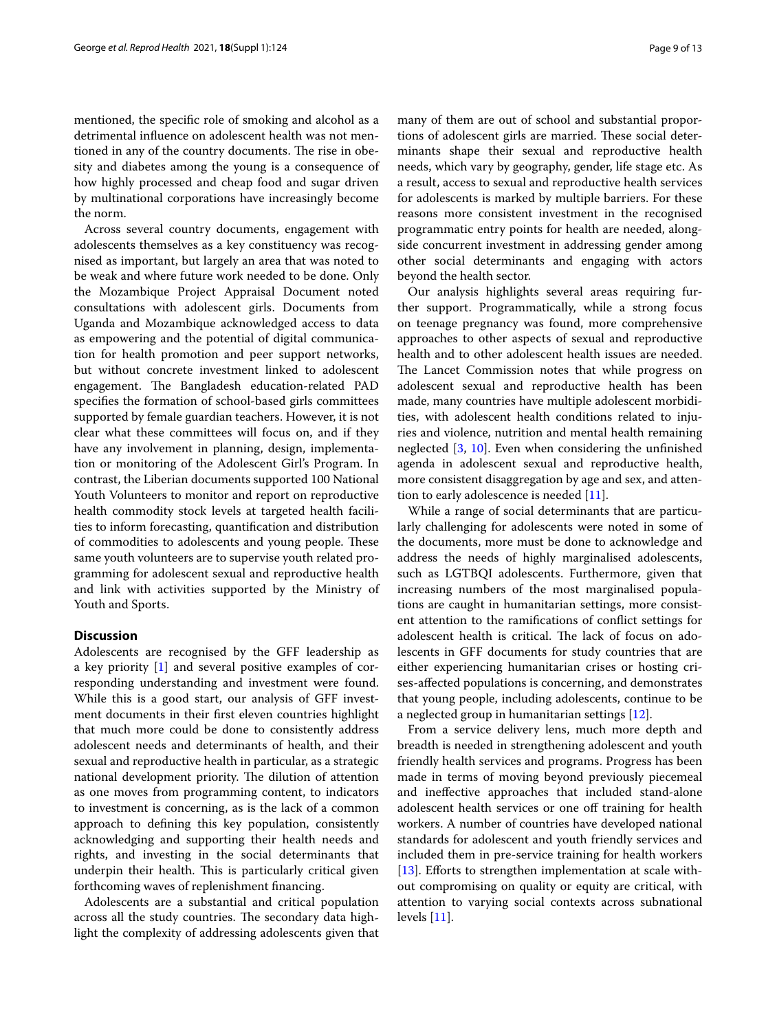mentioned, the specific role of smoking and alcohol as a detrimental influence on adolescent health was not mentioned in any of the country documents. The rise in obesity and diabetes among the young is a consequence of how highly processed and cheap food and sugar driven by multinational corporations have increasingly become the norm.

Across several country documents, engagement with adolescents themselves as a key constituency was recognised as important, but largely an area that was noted to be weak and where future work needed to be done. Only the Mozambique Project Appraisal Document noted consultations with adolescent girls. Documents from Uganda and Mozambique acknowledged access to data as empowering and the potential of digital communication for health promotion and peer support networks, but without concrete investment linked to adolescent engagement. The Bangladesh education-related PAD specifies the formation of school-based girls committees supported by female guardian teachers. However, it is not clear what these committees will focus on, and if they have any involvement in planning, design, implementation or monitoring of the Adolescent Girl's Program. In contrast, the Liberian documents supported 100 National Youth Volunteers to monitor and report on reproductive health commodity stock levels at targeted health facilities to inform forecasting, quantification and distribution of commodities to adolescents and young people. These same youth volunteers are to supervise youth related programming for adolescent sexual and reproductive health and link with activities supported by the Ministry of Youth and Sports.

## Discussion

Adolescents are recognised by the GFF leadership as a key priority [1] and several positive examples of corresponding understanding and investment were found. While this is a good start, our analysis of GFF investment documents in their first eleven countries highlight that much more could be done to consistently address adolescent needs and determinants of health, and their sexual and reproductive health in particular, as a strategic national development priority. The dilution of attention as one moves from programming content, to indicators to investment is concerning, as is the lack of a common approach to defining this key population, consistently acknowledging and supporting their health needs and rights, and investing in the social determinants that underpin their health. This is particularly critical given forthcoming waves of replenishment financing.

Adolescents are a substantial and critical population across all the study countries. The secondary data highlight the complexity of addressing adolescents given that many of them are out of school and substantial proportions of adolescent girls are married. These social determinants shape their sexual and reproductive health needs, which vary by geography, gender, life stage etc. As a result, access to sexual and reproductive health services for adolescents is marked by multiple barriers. For these reasons more consistent investment in the recognised programmatic entry points for health are needed, alongside concurrent investment in addressing gender among other social determinants and engaging with actors beyond the health sector.

Our analysis highlights several areas requiring further support. Programmatically, while a strong focus on teenage pregnancy was found, more comprehensive approaches to other aspects of sexual and reproductive health and to other adolescent health issues are needed. The Lancet Commission notes that while progress on adolescent sexual and reproductive health has been made, many countries have multiple adolescent morbidities, with adolescent health conditions related to injuries and violence, nutrition and mental health remaining neglected [3, 10]. Even when considering the unfinished agenda in adolescent sexual and reproductive health, more consistent disaggregation by age and sex, and attention to early adolescence is needed [11].

While a range of social determinants that are particularly challenging for adolescents were noted in some of the documents, more must be done to acknowledge and address the needs of highly marginalised adolescents, such as LGTBQI adolescents. Furthermore, given that increasing numbers of the most marginalised populations are caught in humanitarian settings, more consistent attention to the ramifications of conflict settings for adolescent health is critical. The lack of focus on adolescents in GFF documents for study countries that are either experiencing humanitarian crises or hosting crises-affected populations is concerning, and demonstrates that young people, including adolescents, continue to be a neglected group in humanitarian settings [12].

From a service delivery lens, much more depth and breadth is needed in strengthening adolescent and youth friendly health services and programs. Progress has been made in terms of moving beyond previously piecemeal and ineffective approaches that included stand-alone adolescent health services or one off training for health workers. A number of countries have developed national standards for adolescent and youth friendly services and included them in pre-service training for health workers [13]. Efforts to strengthen implementation at scale without compromising on quality or equity are critical, with attention to varying social contexts across subnational levels [11].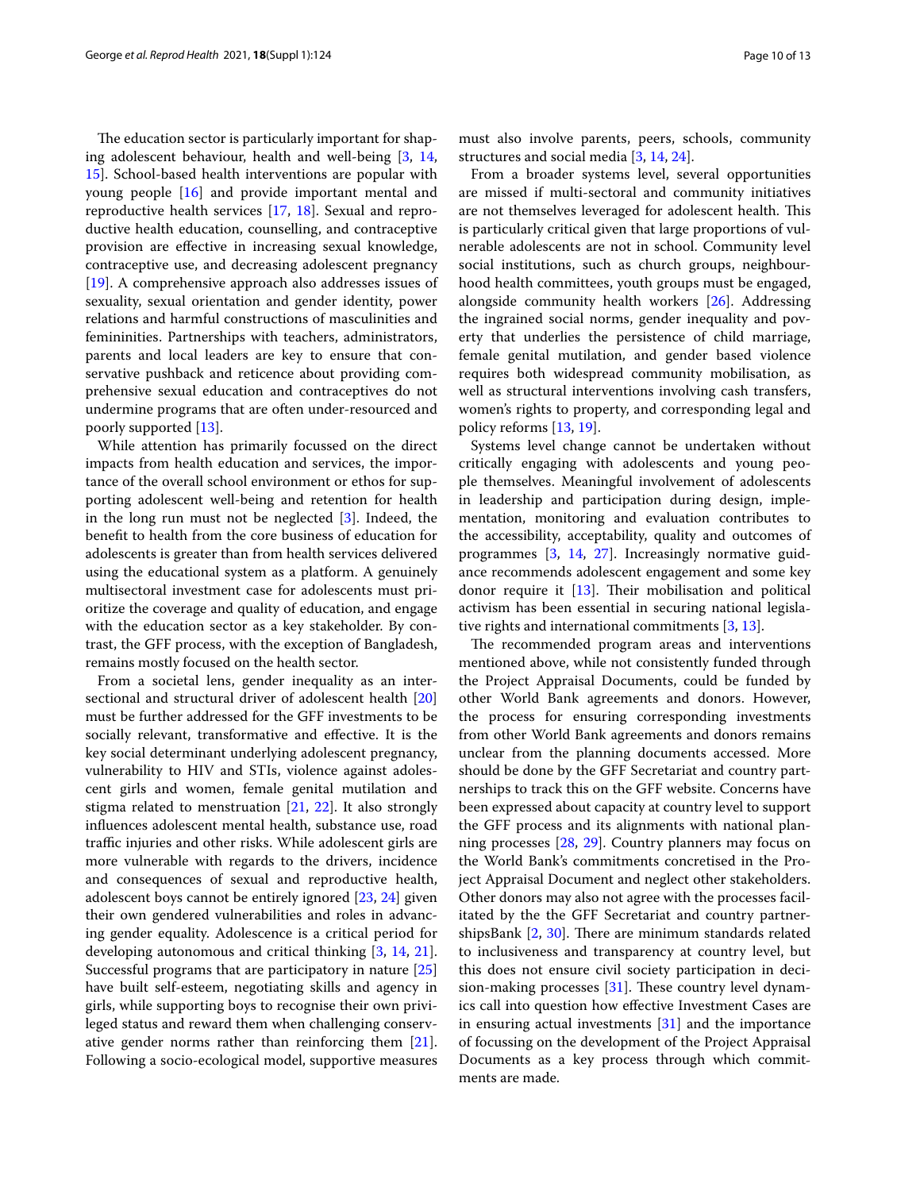The education sector is particularly important for shaping adolescent behaviour, health and well-being [3, 14, 15]. School-based health interventions are popular with young people [16] and provide important mental and reproductive health services [17, 18]. Sexual and reproductive health education, counselling, and contraceptive provision are effective in increasing sexual knowledge, contraceptive use, and decreasing adolescent pregnancy [19]. A comprehensive approach also addresses issues of sexuality, sexual orientation and gender identity, power relations and harmful constructions of masculinities and femininities. Partnerships with teachers, administrators, parents and local leaders are key to ensure that conservative pushback and reticence about providing comprehensive sexual education and contraceptives do not undermine programs that are often under-resourced and poorly supported [13].

While attention has primarily focussed on the direct impacts from health education and services, the importance of the overall school environment or ethos for supporting adolescent well-being and retention for health in the long run must not be neglected [3]. Indeed, the benefit to health from the core business of education for adolescents is greater than from health services delivered using the educational system as a platform. A genuinely multisectoral investment case for adolescents must prioritize the coverage and quality of education, and engage with the education sector as a key stakeholder. By contrast, the GFF process, with the exception of Bangladesh, remains mostly focused on the health sector.

From a societal lens, gender inequality as an intersectional and structural driver of adolescent health [20] must be further addressed for the GFF investments to be socially relevant, transformative and effective. It is the key social determinant underlying adolescent pregnancy, vulnerability to HIV and STIs, violence against adolescent girls and women, female genital mutilation and stigma related to menstruation [21, 22]. It also strongly influences adolescent mental health, substance use, road traffic injuries and other risks. While adolescent girls are more vulnerable with regards to the drivers, incidence and consequences of sexual and reproductive health, adolescent boys cannot be entirely ignored [23, 24] given their own gendered vulnerabilities and roles in advancing gender equality. Adolescence is a critical period for developing autonomous and critical thinking [3, 14, 21]. Successful programs that are participatory in nature [25] have built self-esteem, negotiating skills and agency in girls, while supporting boys to recognise their own privileged status and reward them when challenging conservative gender norms rather than reinforcing them [21]. Following a socio-ecological model, supportive measures must also involve parents, peers, schools, community structures and social media [3, 14, 24].

From a broader systems level, several opportunities are missed if multi-sectoral and community initiatives are not themselves leveraged for adolescent health. This is particularly critical given that large proportions of vulnerable adolescents are not in school. Community level social institutions, such as church groups, neighbourhood health committees, youth groups must be engaged, alongside community health workers [26]. Addressing the ingrained social norms, gender inequality and poverty that underlies the persistence of child marriage, female genital mutilation, and gender based violence requires both widespread community mobilisation, as well as structural interventions involving cash transfers, women's rights to property, and corresponding legal and policy reforms [13, 19].

Systems level change cannot be undertaken without critically engaging with adolescents and young people themselves. Meaningful involvement of adolescents in leadership and participation during design, implementation, monitoring and evaluation contributes to the accessibility, acceptability, quality and outcomes of programmes [3, 14, 27]. Increasingly normative guidance recommends adolescent engagement and some key donor require it [13]. Their mobilisation and political activism has been essential in securing national legislative rights and international commitments [3, 13].

The recommended program areas and interventions mentioned above, while not consistently funded through the Project Appraisal Documents, could be funded by other World Bank agreements and donors. However, the process for ensuring corresponding investments from other World Bank agreements and donors remains unclear from the planning documents accessed. More should be done by the GFF Secretariat and country partnerships to track this on the GFF website. Concerns have been expressed about capacity at country level to support the GFF process and its alignments with national planning processes [28, 29]. Country planners may focus on the World Bank's commitments concretised in the Project Appraisal Document and neglect other stakeholders. Other donors may also not agree with the processes facilitated by the the GFF Secretariat and country partnershipsBank [2, 30]. There are minimum standards related to inclusiveness and transparency at country level, but this does not ensure civil society participation in decision-making processes [31]. These country level dynamics call into question how effective Investment Cases are in ensuring actual investments [31] and the importance of focussing on the development of the Project Appraisal Documents as a key process through which commitments are made.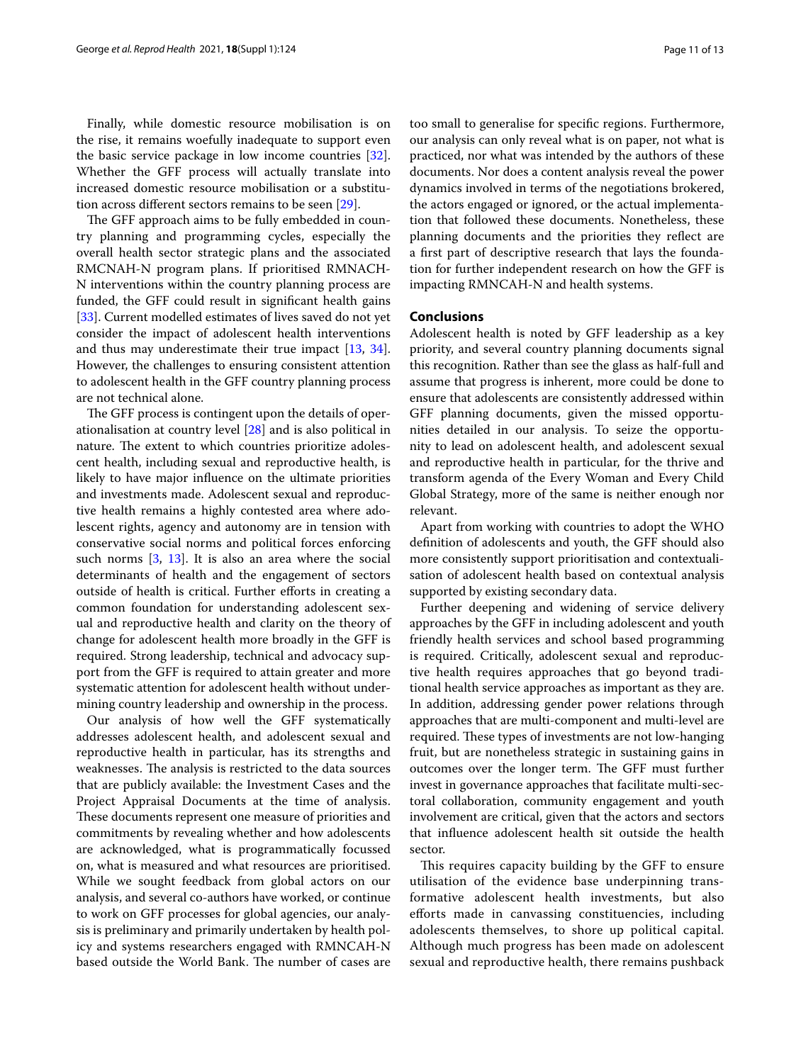Finally, while domestic resource mobilisation is on the rise, it remains woefully inadequate to support even the basic service package in low income countries [32]. Whether the GFF process will actually translate into increased domestic resource mobilisation or a substitution across different sectors remains to be seen [29].

The GFF approach aims to be fully embedded in country planning and programming cycles, especially the overall health sector strategic plans and the associated RMCNAH-N program plans. If prioritised RMNACH-N interventions within the country planning process are funded, the GFF could result in significant health gains [33]. Current modelled estimates of lives saved do not yet consider the impact of adolescent health interventions and thus may underestimate their true impact [13, 34]. However, the challenges to ensuring consistent attention to adolescent health in the GFF country planning process are not technical alone.

The GFF process is contingent upon the details of operationalisation at country level [28] and is also political in nature. The extent to which countries prioritize adolescent health, including sexual and reproductive health, is likely to have major influence on the ultimate priorities and investments made. Adolescent sexual and reproductive health remains a highly contested area where adolescent rights, agency and autonomy are in tension with conservative social norms and political forces enforcing such norms [3, 13]. It is also an area where the social determinants of health and the engagement of sectors outside of health is critical. Further efforts in creating a common foundation for understanding adolescent sexual and reproductive health and clarity on the theory of change for adolescent health more broadly in the GFF is required. Strong leadership, technical and advocacy support from the GFF is required to attain greater and more systematic attention for adolescent health without undermining country leadership and ownership in the process.

Our analysis of how well the GFF systematically addresses adolescent health, and adolescent sexual and reproductive health in particular, has its strengths and weaknesses. The analysis is restricted to the data sources that are publicly available: the Investment Cases and the Project Appraisal Documents at the time of analysis. These documents represent one measure of priorities and commitments by revealing whether and how adolescents are acknowledged, what is programmatically focussed on, what is measured and what resources are prioritised. While we sought feedback from global actors on our analysis, and several co-authors have worked, or continue to work on GFF processes for global agencies, our analysis is preliminary and primarily undertaken by health policy and systems researchers engaged with RMNCAH-N based outside the World Bank. The number of cases are too small to generalise for specific regions. Furthermore, our analysis can only reveal what is on paper, not what is practiced, nor what was intended by the authors of these documents. Nor does a content analysis reveal the power dynamics involved in terms of the negotiations brokered, the actors engaged or ignored, or the actual implementation that followed these documents. Nonetheless, these planning documents and the priorities they reflect are a first part of descriptive research that lays the foundation for further independent research on how the GFF is impacting RMNCAH-N and health systems.

## Conclusions

Adolescent health is noted by GFF leadership as a key priority, and several country planning documents signal this recognition. Rather than see the glass as half-full and assume that progress is inherent, more could be done to ensure that adolescents are consistently addressed within GFF planning documents, given the missed opportunities detailed in our analysis. To seize the opportunity to lead on adolescent health, and adolescent sexual and reproductive health in particular, for the thrive and transform agenda of the Every Woman and Every Child Global Strategy, more of the same is neither enough nor relevant.

Apart from working with countries to adopt the WHO definition of adolescents and youth, the GFF should also more consistently support prioritisation and contextualisation of adolescent health based on contextual analysis supported by existing secondary data.

Further deepening and widening of service delivery approaches by the GFF in including adolescent and youth friendly health services and school based programming is required. Critically, adolescent sexual and reproductive health requires approaches that go beyond traditional health service approaches as important as they are. In addition, addressing gender power relations through approaches that are multi-component and multi-level are required. These types of investments are not low-hanging fruit, but are nonetheless strategic in sustaining gains in outcomes over the longer term. The GFF must further invest in governance approaches that facilitate multi-sectoral collaboration, community engagement and youth involvement are critical, given that the actors and sectors that influence adolescent health sit outside the health sector.

This requires capacity building by the GFF to ensure utilisation of the evidence base underpinning transformative adolescent health investments, but also efforts made in canvassing constituencies, including adolescents themselves, to shore up political capital. Although much progress has been made on adolescent sexual and reproductive health, there remains pushback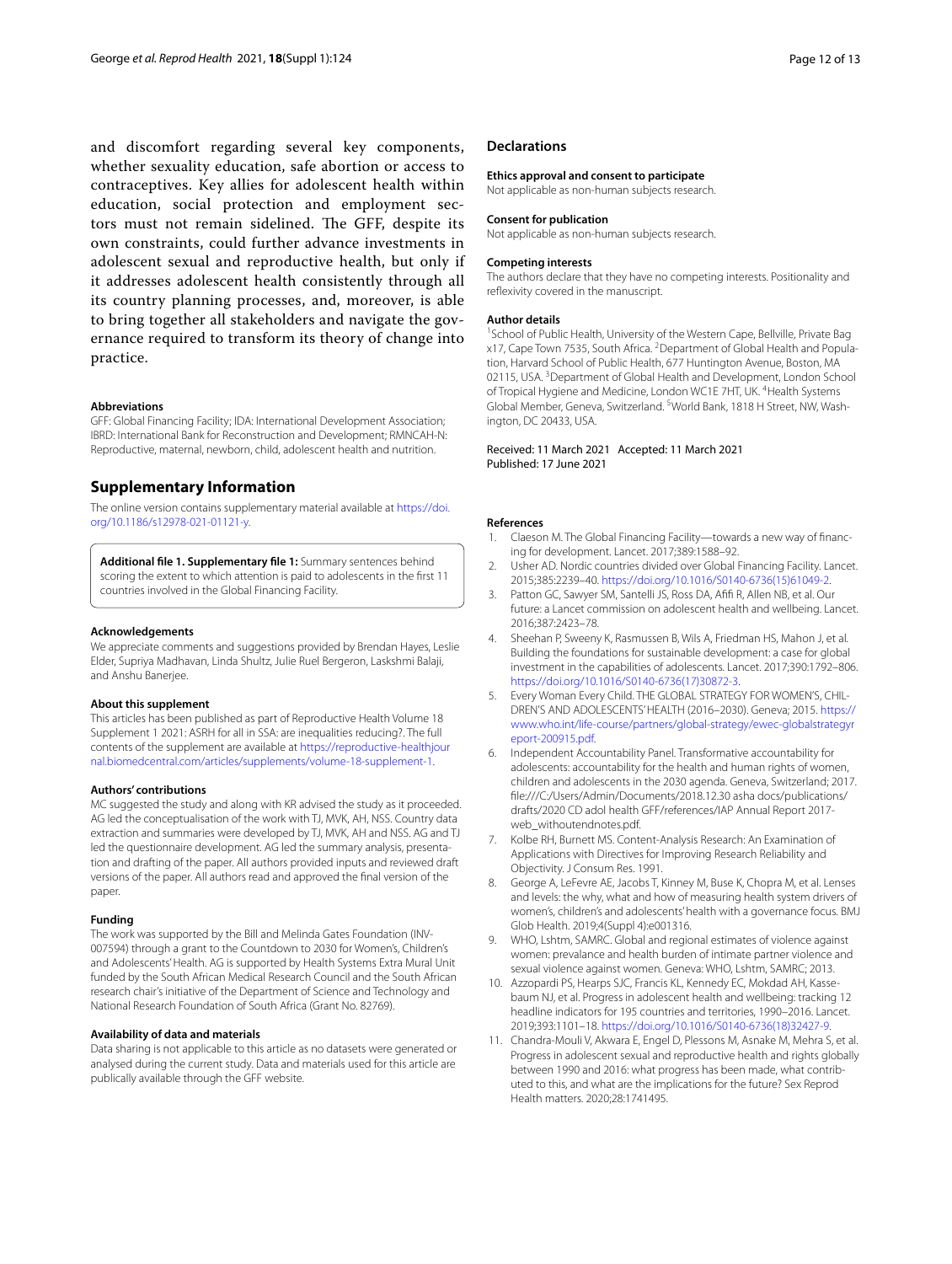and discomfort regarding several key components, whether sexuality education, safe abortion or access to contraceptives. Key allies for adolescent health within education, social protection and employment sectors must not remain sidelined. The GFF, despite its own constraints, could further advance investments in adolescent sexual and reproductive health, but only if it addresses adolescent health consistently through all its country planning processes, and, moreover, is able to bring together all stakeholders and navigate the governance required to transform its theory of change into practice.

#### Abbreviations

GFF: Global Financing Facility; IDA: International Development Association; IBRD: International Bank for Reconstruction and Development; RMNCAH-N: Reproductive, maternal, newborn, child, adolescent health and nutrition.

## Supplementary Information

The online version contains supplementary material available at https://doi.org/10.1186/s12978-021-01121-y.

**Additional file 1. Supplementary file 1:** Summary sentences behind scoring the extent to which attention is paid to adolescents in the first 11 countries involved in the Global Financing Facility.

#### Acknowledgements

We appreciate comments and suggestions provided by Brendan Hayes, Leslie Elder, Supriya Madhavan, Linda Shultz, Julie Ruel Bergeron, Laskshmi Balaji, and Anshu Banerjee.

#### About this supplement

This articles has been published as part of Reproductive Health Volume 18 Supplement 1 2021: ASRH for all in SSA: are inequalities reducing?. The full contents of the supplement are available at https://reproductive-healthjournal.biomedcentral.com/articles/supplements/volume-18-supplement-1.

#### Authors' contributions

MC suggested the study and along with KR advised the study as it proceeded. AG led the conceptualisation of the work with TJ, MVK, AH, NSS. Country data extraction and summaries were developed by TJ, MVK, AH and NSS. AG and TJ led the questionnaire development. AG led the summary analysis, presentation and drafting of the paper. All authors provided inputs and reviewed draft versions of the paper. All authors read and approved the final version of the paper.

#### Funding

The work was supported by the Bill and Melinda Gates Foundation (INV-007594) through a grant to the Countdown to 2030 for Women's, Children's and Adolescents' Health. AG is supported by Health Systems Extra Mural Unit funded by the South African Medical Research Council and the South African research chair's initiative of the Department of Science and Technology and National Research Foundation of South Africa (Grant No. 82769).

#### Availability of data and materials

Data sharing is not applicable to this article as no datasets were generated or analysed during the current study. Data and materials used for this article are publically available through the GFF website.

## Declarations

#### Ethics approval and consent to participate

Not applicable as non-human subjects research.

#### Consent for publication

Not applicable as non-human subjects research.

#### Competing interests

The authors declare that they have no competing interests. Positionality and reflexivity covered in the manuscript.

#### Author details

[1] School of Public Health, University of the Western Cape, Bellville, Private Bag x17, Cape Town 7535, South Africa. [2] Department of Global Health and Population, Harvard School of Public Health, 677 Huntington Avenue, Boston, MA 02115, USA. [3] Department of Global Health and Development, London School of Tropical Hygiene and Medicine, London WC1E 7HT, UK. [4] Health Systems Global Member, Geneva, Switzerland. [5] World Bank, 1818 H Street, NW, Washington, DC 20433, USA.

Received: 11 March 2021 Accepted: 11 March 2021
Published: 17 June 2021

#### References

1. Claeson M. The Global Financing Facility—towards a new way of financing for development. Lancet. 2017;389:1588–92.
2. Usher AD. Nordic countries divided over Global Financing Facility. Lancet. 2015;385:2239–40. https://doi.org/10.1016/S0140-6736(15)61049-2.
3. Patton GC, Sawyer SM, Santelli JS, Ross DA, Afifi R, Allen NB, et al. Our future: a Lancet commission on adolescent health and wellbeing. Lancet. 2016;387:2423–78.
4. Sheehan P, Sweeny K, Rasmussen B, Wils A, Friedman HS, Mahon J, et al. Building the foundations for sustainable development: a case for global investment in the capabilities of adolescents. Lancet. 2017;390:1792–806. https://doi.org/10.1016/S0140-6736(17)30872-3.
5. Every Woman Every Child. THE GLOBAL STRATEGY FOR WOMEN'S, CHILDREN'S AND ADOLESCENTS' HEALTH (2016–2030). Geneva; 2015. https://www.who.int/life-course/partners/global-strategy/ewec-globalstrategyreport-200915.pdf.
6. Independent Accountability Panel. Transformative accountability for adolescents: accountability for the health and human rights of women, children and adolescents in the 2030 agenda. Geneva, Switzerland; 2017. file:///C:/Users/Admin/Documents/2018.12.30 asha docs/publications/drafts/2020 CD adol health GFF/references/IAP Annual Report 2017-web_withoutendnotes.pdf.
7. Kolbe RH, Burnett MS. Content-Analysis Research: An Examination of Applications with Directives for Improving Research Reliability and Objectivity. J Consum Res. 1991.
8. George A, LeFevre AE, Jacobs T, Kinney M, Buse K, Chopra M, et al. Lenses and levels: the why, what and how of measuring health system drivers of women's, children's and adolescents' health with a governance focus. BMJ Glob Health. 2019;4(Suppl 4):e001316.
9. WHO, Lshtm, SAMRC. Global and regional estimates of violence against women: prevalance and health burden of intimate partner violence and sexual violence against women. Geneva: WHO, Lshtm, SAMRC; 2013.
10. Azzopardi PS, Hearps SJC, Francis KL, Kennedy EC, Mokdad AH, Kassebaum NJ, et al. Progress in adolescent health and wellbeing: tracking 12 headline indicators for 195 countries and territories, 1990–2016. Lancet. 2019;393:1101–18. https://doi.org/10.1016/S0140-6736(18)32427-9.
11. Chandra-Mouli V, Akwara E, Engel D, Plessons M, Asnake M, Mehra S, et al. Progress in adolescent sexual and reproductive health and rights globally between 1990 and 2016: what progress has been made, what contributed to this, and what are the implications for the future? Sex Reprod Health matters. 2020;28:1741495.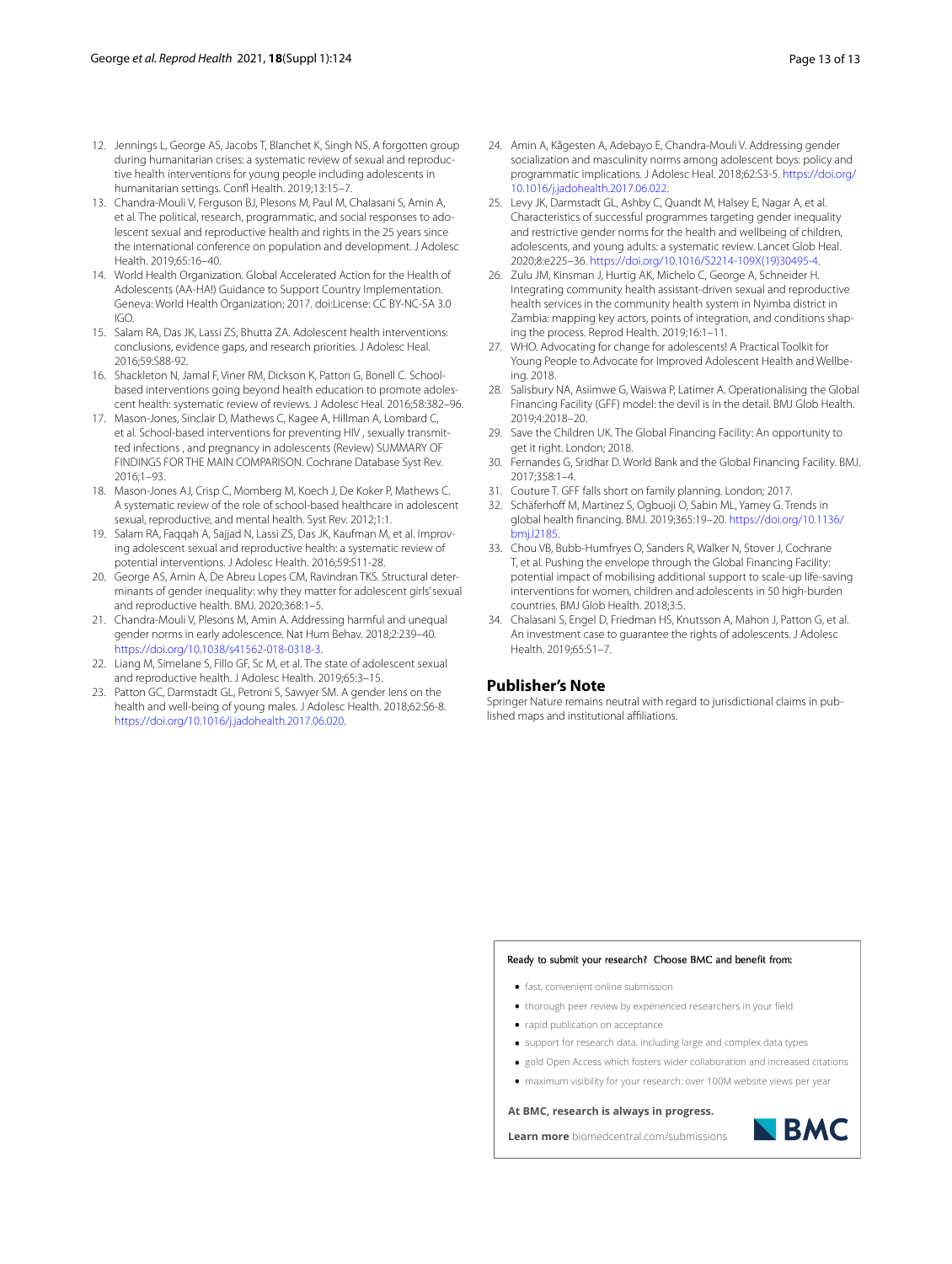12. Jennings L, George AS, Jacobs T, Blanchet K, Singh NS. A forgotten group during humanitarian crises: a systematic review of sexual and reproductive health interventions for young people including adolescents in humanitarian settings. Confl Health. 2019;13:15–7.
13. Chandra-Mouli V, Ferguson BJ, Plesons M, Paul M, Chalasani S, Amin A, et al. The political, research, programmatic, and social responses to adolescent sexual and reproductive health and rights in the 25 years since the international conference on population and development. J Adolesc Health. 2019;65:16–40.
14. World Health Organization. Global Accelerated Action for the Health of Adolescents (AA-HA!) Guidance to Support Country Implementation. Geneva: World Health Organization; 2017. doi:License: CC BY-NC-SA 3.0 IGO.
15. Salam RA, Das JK, Lassi ZS, Bhutta ZA. Adolescent health interventions: conclusions, evidence gaps, and research priorities. J Adolesc Heal. 2016;59:S88-92.
16. Shackleton N, Jamal F, Viner RM, Dickson K, Patton G, Bonell C. School-based interventions going beyond health education to promote adolescent health: systematic review of reviews. J Adolesc Heal. 2016;58:382–96.
17. Mason-Jones, Sinclair D, Mathews C, Kagee A, Hillman A, Lombard C, et al. School-based interventions for preventing HIV , sexually transmitted infections , and pregnancy in adolescents (Review) SUMMARY OF FINDINGS FOR THE MAIN COMPARISON. Cochrane Database Syst Rev. 2016;1–93.
18. Mason-Jones AJ, Crisp C, Momberg M, Koech J, De Koker P, Mathews C. A systematic review of the role of school-based healthcare in adolescent sexual, reproductive, and mental health. Syst Rev. 2012;1:1.
19. Salam RA, Faqqah A, Sajjad N, Lassi ZS, Das JK, Kaufman M, et al. Improving adolescent sexual and reproductive health: a systematic review of potential interventions. J Adolesc Health. 2016;59:S11-28.
20. George AS, Amin A, De Abreu Lopes CM, Ravindran TKS. Structural determinants of gender inequality: why they matter for adolescent girls' sexual and reproductive health. BMJ. 2020;368:1–5.
21. Chandra-Mouli V, Plesons M, Amin A. Addressing harmful and unequal gender norms in early adolescence. Nat Hum Behav. 2018;2:239–40. https://doi.org/10.1038/s41562-018-0318-3.
22. Liang M, Simelane S, Fillo GF, Sc M, et al. The state of adolescent sexual and reproductive health. J Adolesc Health. 2019;65:3–15.
23. Patton GC, Darmstadt GL, Petroni S, Sawyer SM. A gender lens on the health and well-being of young males. J Adolesc Health. 2018;62:S6-8. https://doi.org/10.1016/j.jadohealth.2017.06.020.
24. Amin A, Kågesten A, Adebayo E, Chandra-Mouli V. Addressing gender socialization and masculinity norms among adolescent boys: policy and programmatic implications. J Adolesc Heal. 2018;62:S3-5. https://doi.org/10.1016/j.jadohealth.2017.06.022.
25. Levy JK, Darmstadt GL, Ashby C, Quandt M, Halsey E, Nagar A, et al. Characteristics of successful programmes targeting gender inequality and restrictive gender norms for the health and wellbeing of children, adolescents, and young adults: a systematic review. Lancet Glob Heal. 2020;8:e225–36. https://doi.org/10.1016/S2214-109X(19)30495-4.
26. Zulu JM, Kinsman J, Hurtig AK, Michelo C, George A, Schneider H. Integrating community health assistant-driven sexual and reproductive health services in the community health system in Nyimba district in Zambia: mapping key actors, points of integration, and conditions shaping the process. Reprod Health. 2019;16:1–11.
27. WHO. Advocating for change for adolescents! A Practical Toolkit for Young People to Advocate for Improved Adolescent Health and Wellbeing. 2018.
28. Salisbury NA, Asiimwe G, Waiswa P, Latimer A. Operationalising the Global Financing Facility (GFF) model: the devil is in the detail. BMJ Glob Health. 2019;4:2018–20.
29. Save the Children UK. The Global Financing Facility: An opportunity to get it right. London; 2018.
30. Fernandes G, Sridhar D. World Bank and the Global Financing Facility. BMJ. 2017;358:1–4.
31. Couture T. GFF falls short on family planning. London; 2017.
32. Schäferhoff M, Martinez S, Ogbuoji O, Sabin ML, Yamey G. Trends in global health financing. BMJ. 2019;365:19–20. https://doi.org/10.1136/bmj.l2185.
33. Chou VB, Bubb-Humfryes O, Sanders R, Walker N, Stover J, Cochrane T, et al. Pushing the envelope through the Global Financing Facility: potential impact of mobilising additional support to scale-up life-saving interventions for women, children and adolescents in 50 high-burden countries. BMJ Glob Health. 2018;3:5.
34. Chalasani S, Engel D, Friedman HS, Knutsson A, Mahon J, Patton G, et al. An investment case to guarantee the rights of adolescents. J Adolesc Health. 2019;65:S1–7.

## Publisher's Note

Springer Nature remains neutral with regard to jurisdictional claims in published maps and institutional affiliations.

Ready to submit your research? Choose BMC and benefit from:

- fast, convenient online submission
- thorough peer review by experienced researchers in your field
- rapid publication on acceptance
- support for research data, including large and complex data types
- gold Open Access which fosters wider collaboration and increased citations
- maximum visibility for your research: over 100M website views per year

**At BMC, research is always in progress.**

**Learn more** biomedcentral.com/submissions